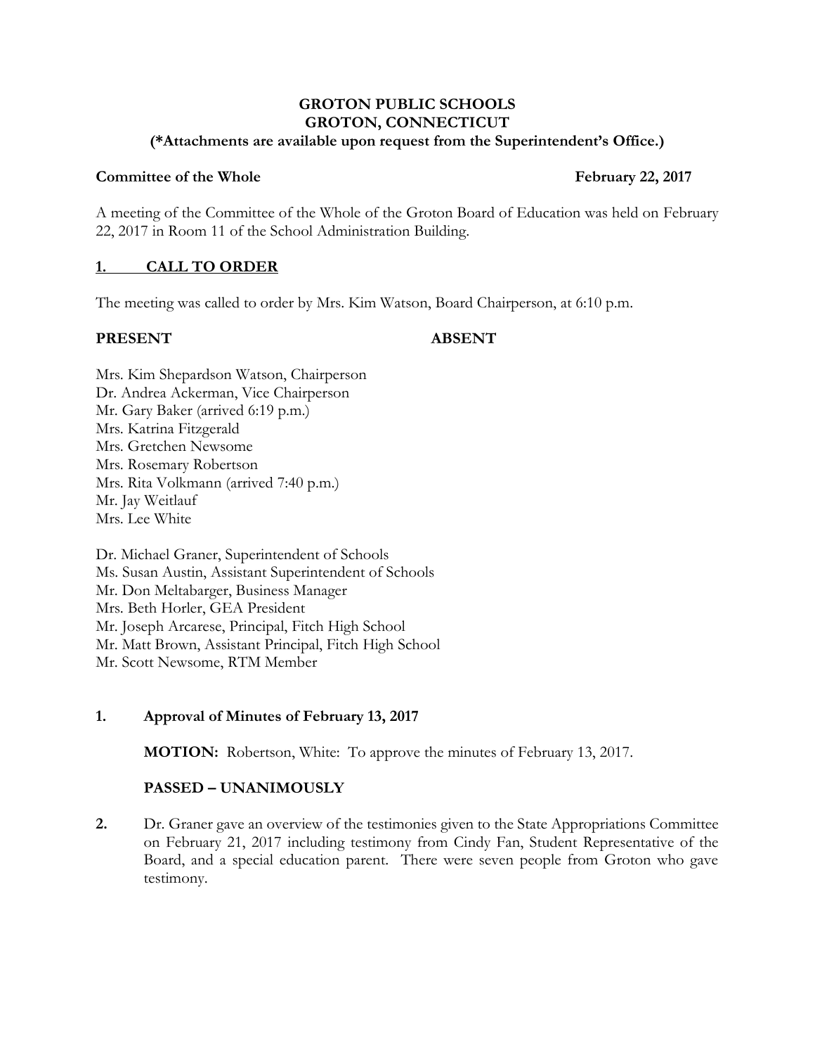**GROTON PUBLIC SCHOOLS**
**GROTON, CONNECTICUT**
**(*Attachments are available upon request from the Superintendent's Office.)**

**Committee of the Whole** **February 22, 2017**

A meeting of the Committee of the Whole of the Groton Board of Education was held on February 22, 2017 in Room 11 of the School Administration Building.

## 1. CALL TO ORDER

The meeting was called to order by Mrs. Kim Watson, Board Chairperson, at 6:10 p.m.

**PRESENT** **ABSENT**

Mrs. Kim Shepardson Watson, Chairperson
Dr. Andrea Ackerman, Vice Chairperson
Mr. Gary Baker (arrived 6:19 p.m.)
Mrs. Katrina Fitzgerald
Mrs. Gretchen Newsome
Mrs. Rosemary Robertson
Mrs. Rita Volkmann (arrived 7:40 p.m.)
Mr. Jay Weitlauf
Mrs. Lee White

Dr. Michael Graner, Superintendent of Schools
Ms. Susan Austin, Assistant Superintendent of Schools
Mr. Don Meltabarger, Business Manager
Mrs. Beth Horler, GEA President
Mr. Joseph Arcarese, Principal, Fitch High School
Mr. Matt Brown, Assistant Principal, Fitch High School
Mr. Scott Newsome, RTM Member

**1. Approval of Minutes of February 13, 2017**

**MOTION:** Robertson, White: To approve the minutes of February 13, 2017.

**PASSED – UNANIMOUSLY**

**2.** Dr. Graner gave an overview of the testimonies given to the State Appropriations Committee on February 21, 2017 including testimony from Cindy Fan, Student Representative of the Board, and a special education parent. There were seven people from Groton who gave testimony.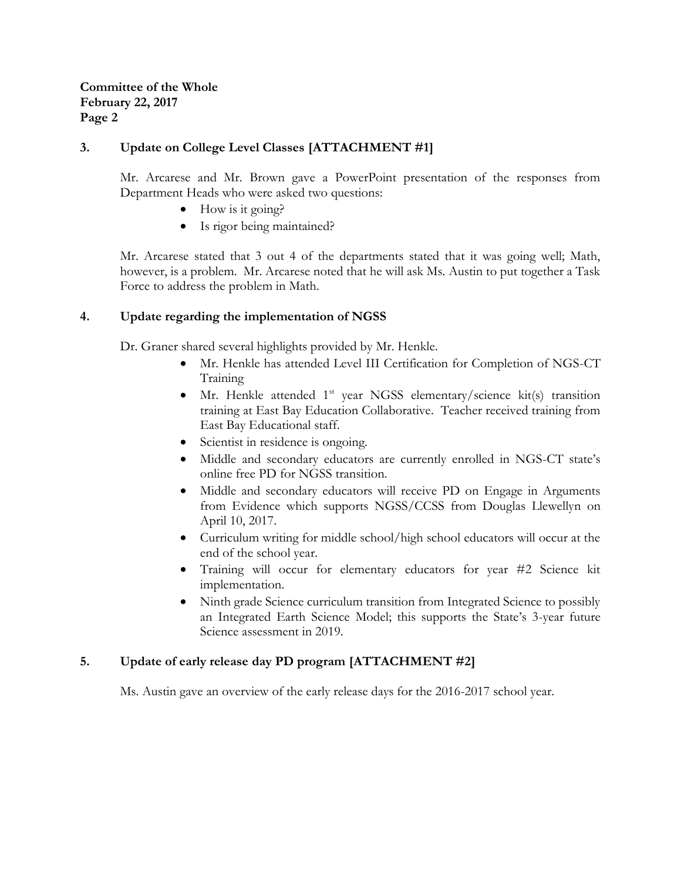### 3. Update on College Level Classes [ATTACHMENT #1]

Mr. Arcarese and Mr. Brown gave a PowerPoint presentation of the responses from Department Heads who were asked two questions:

- How is it going?
- Is rigor being maintained?

Mr. Arcarese stated that 3 out 4 of the departments stated that it was going well; Math, however, is a problem. Mr. Arcarese noted that he will ask Ms. Austin to put together a Task Force to address the problem in Math.

### 4. Update regarding the implementation of NGSS

Dr. Graner shared several highlights provided by Mr. Henkle.

- Mr. Henkle has attended Level III Certification for Completion of NGS-CT Training
- Mr. Henkle attended 1st year NGSS elementary/science kit(s) transition training at East Bay Education Collaborative. Teacher received training from East Bay Educational staff.
- Scientist in residence is ongoing.
- Middle and secondary educators are currently enrolled in NGS-CT state's online free PD for NGSS transition.
- Middle and secondary educators will receive PD on Engage in Arguments from Evidence which supports NGSS/CCSS from Douglas Llewellyn on April 10, 2017.
- Curriculum writing for middle school/high school educators will occur at the end of the school year.
- Training will occur for elementary educators for year #2 Science kit implementation.
- Ninth grade Science curriculum transition from Integrated Science to possibly an Integrated Earth Science Model; this supports the State's 3-year future Science assessment in 2019.

### 5. Update of early release day PD program [ATTACHMENT #2]

Ms. Austin gave an overview of the early release days for the 2016-2017 school year.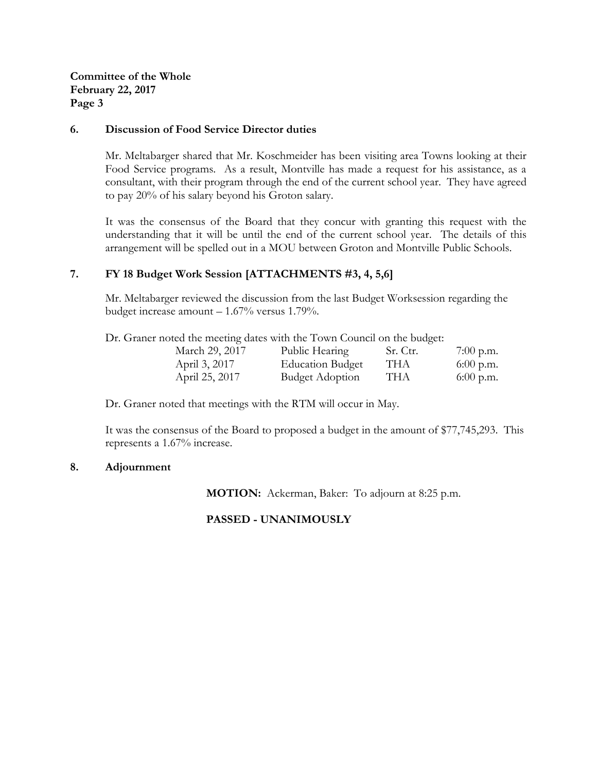**Committee of the Whole**
**February 22, 2017**
**Page 3**

**6. Discussion of Food Service Director duties**

Mr. Meltabarger shared that Mr. Koschmeider has been visiting area Towns looking at their Food Service programs. As a result, Montville has made a request for his assistance, as a consultant, with their program through the end of the current school year. They have agreed to pay 20% of his salary beyond his Groton salary.

It was the consensus of the Board that they concur with granting this request with the understanding that it will be until the end of the current school year. The details of this arrangement will be spelled out in a MOU between Groton and Montville Public Schools.

**7. FY 18 Budget Work Session [ATTACHMENTS #3, 4, 5,6]**

Mr. Meltabarger reviewed the discussion from the last Budget Worksession regarding the budget increase amount – 1.67% versus 1.79%.

Dr. Graner noted the meeting dates with the Town Council on the budget:

| | | | |
|---|---|---|---|
| March 29, 2017 | Public Hearing | Sr. Ctr. | 7:00 p.m. |
| April 3, 2017 | Education Budget | THA | 6:00 p.m. |
| April 25, 2017 | Budget Adoption | THA | 6:00 p.m. |

Dr. Graner noted that meetings with the RTM will occur in May.

It was the consensus of the Board to proposed a budget in the amount of $77,745,293. This represents a 1.67% increase.

**8. Adjournment**

**MOTION:** Ackerman, Baker: To adjourn at 8:25 p.m.

**PASSED - UNANIMOUSLY**